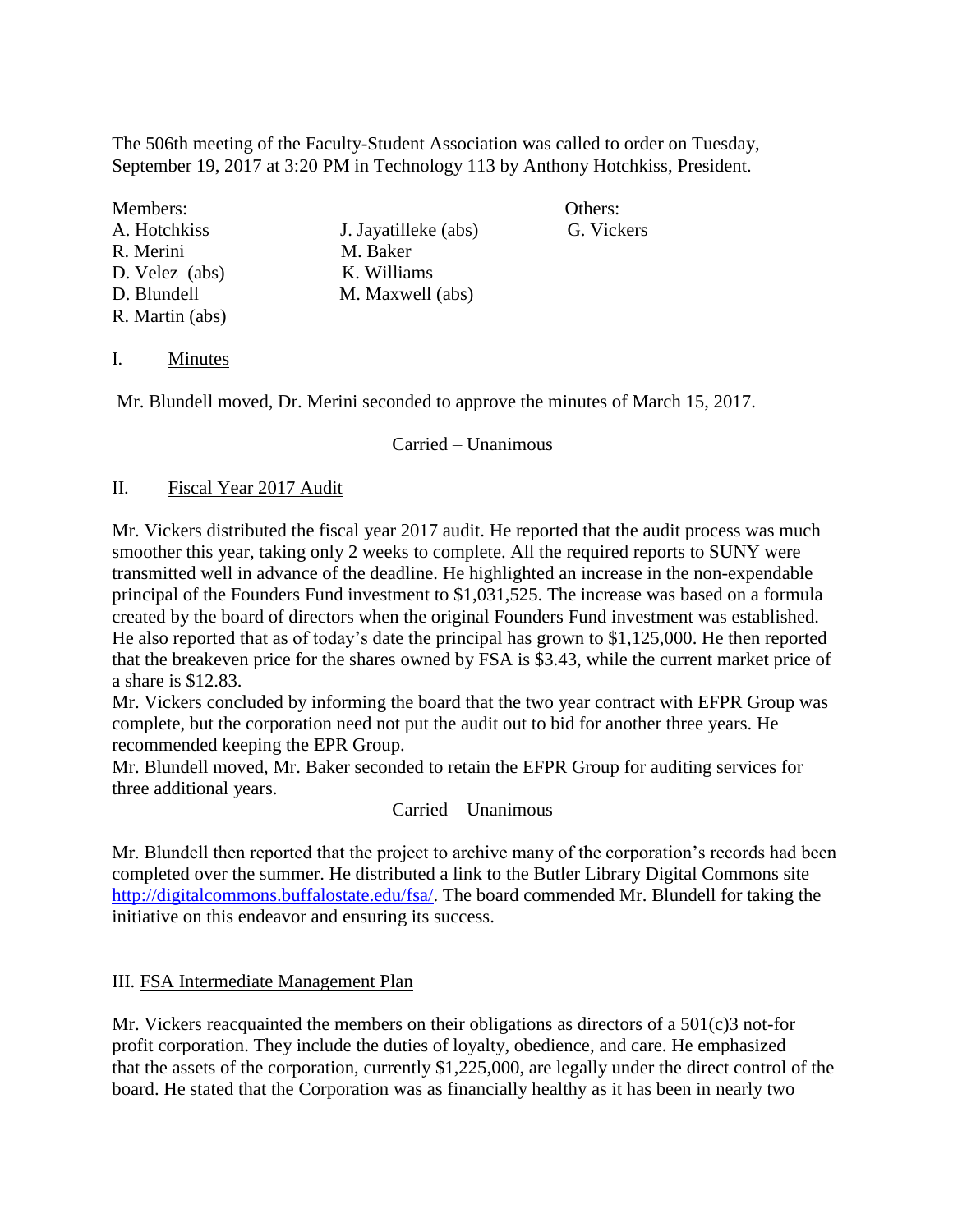The 506th meeting of the Faculty-Student Association was called to order on Tuesday, September 19, 2017 at 3:20 PM in Technology 113 by Anthony Hotchkiss, President.

| Members: | | Others: |
|---|---|---|
| A. Hotchkiss | J. Jayatilleke (abs) | G. Vickers |
| R. Merini | M. Baker | |
| D. Velez (abs) | K. Williams | |
| D. Blundell | M. Maxwell (abs) | |
| R. Martin (abs) | | |

I. Minutes

Mr. Blundell moved, Dr. Merini seconded to approve the minutes of March 15, 2017.

Carried – Unanimous

II. Fiscal Year 2017 Audit

Mr. Vickers distributed the fiscal year 2017 audit. He reported that the audit process was much smoother this year, taking only 2 weeks to complete. All the required reports to SUNY were transmitted well in advance of the deadline. He highlighted an increase in the non-expendable principal of the Founders Fund investment to $1,031,525. The increase was based on a formula created by the board of directors when the original Founders Fund investment was established. He also reported that as of today's date the principal has grown to $1,125,000. He then reported that the breakeven price for the shares owned by FSA is $3.43, while the current market price of a share is $12.83.

Mr. Vickers concluded by informing the board that the two year contract with EFPR Group was complete, but the corporation need not put the audit out to bid for another three years. He recommended keeping the EPR Group.

Mr. Blundell moved, Mr. Baker seconded to retain the EFPR Group for auditing services for three additional years.

Carried – Unanimous

Mr. Blundell then reported that the project to archive many of the corporation's records had been completed over the summer. He distributed a link to the Butler Library Digital Commons site http://digitalcommons.buffalostate.edu/fsa/. The board commended Mr. Blundell for taking the initiative on this endeavor and ensuring its success.

III. FSA Intermediate Management Plan

Mr. Vickers reacquainted the members on their obligations as directors of a 501(c)3 not-for profit corporation. They include the duties of loyalty, obedience, and care. He emphasized that the assets of the corporation, currently $1,225,000, are legally under the direct control of the board. He stated that the Corporation was as financially healthy as it has been in nearly two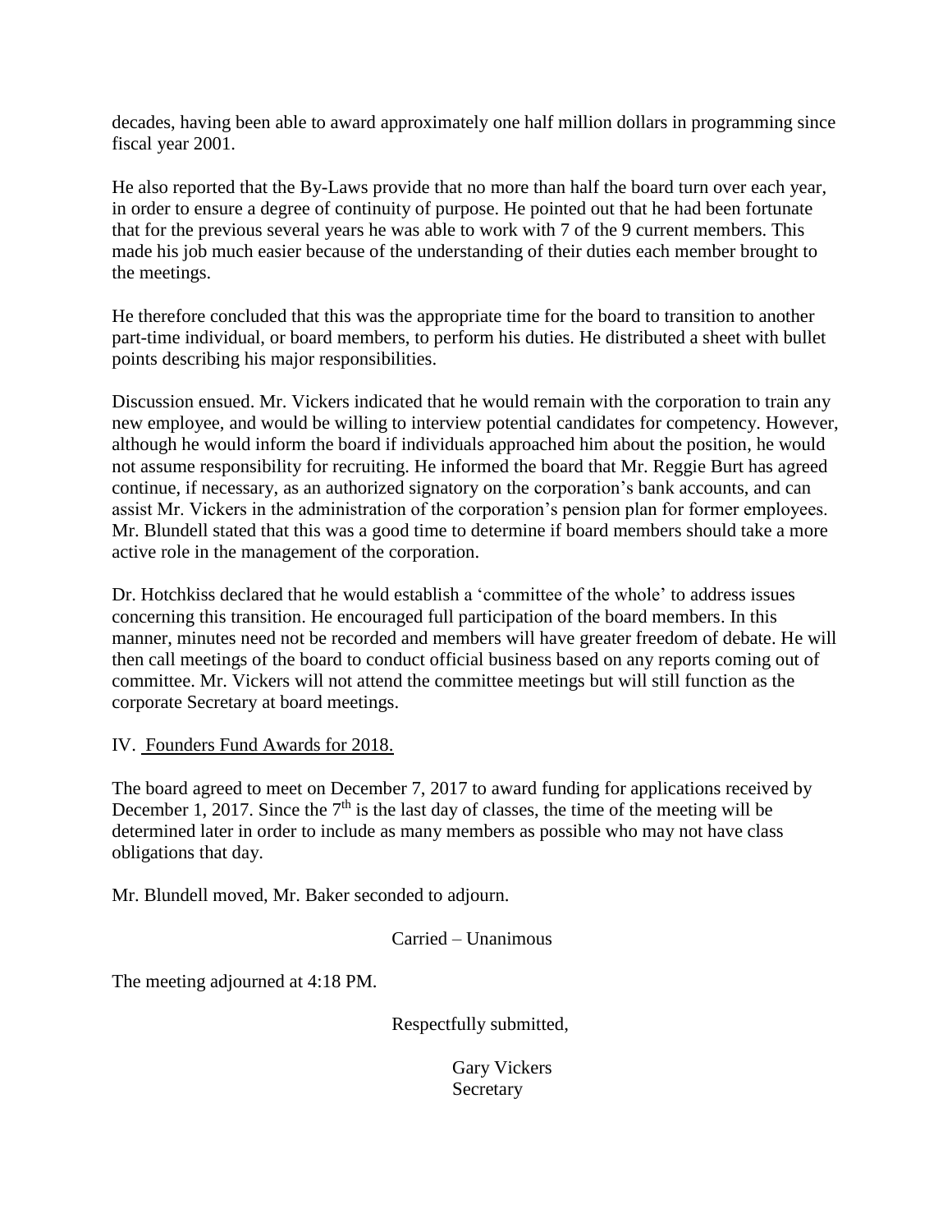decades, having been able to award approximately one half million dollars in programming since fiscal year 2001.

He also reported that the By-Laws provide that no more than half the board turn over each year, in order to ensure a degree of continuity of purpose. He pointed out that he had been fortunate that for the previous several years he was able to work with 7 of the 9 current members. This made his job much easier because of the understanding of their duties each member brought to the meetings.

He therefore concluded that this was the appropriate time for the board to transition to another part-time individual, or board members, to perform his duties. He distributed a sheet with bullet points describing his major responsibilities.

Discussion ensued. Mr. Vickers indicated that he would remain with the corporation to train any new employee, and would be willing to interview potential candidates for competency. However, although he would inform the board if individuals approached him about the position, he would not assume responsibility for recruiting. He informed the board that Mr. Reggie Burt has agreed continue, if necessary, as an authorized signatory on the corporation's bank accounts, and can assist Mr. Vickers in the administration of the corporation's pension plan for former employees. Mr. Blundell stated that this was a good time to determine if board members should take a more active role in the management of the corporation.

Dr. Hotchkiss declared that he would establish a 'committee of the whole' to address issues concerning this transition. He encouraged full participation of the board members. In this manner, minutes need not be recorded and members will have greater freedom of debate. He will then call meetings of the board to conduct official business based on any reports coming out of committee. Mr. Vickers will not attend the committee meetings but will still function as the corporate Secretary at board meetings.

IV. Founders Fund Awards for 2018.

The board agreed to meet on December 7, 2017 to award funding for applications received by December 1, 2017. Since the 7th is the last day of classes, the time of the meeting will be determined later in order to include as many members as possible who may not have class obligations that day.

Mr. Blundell moved, Mr. Baker seconded to adjourn.

Carried – Unanimous

The meeting adjourned at 4:18 PM.

Respectfully submitted,

Gary Vickers
Secretary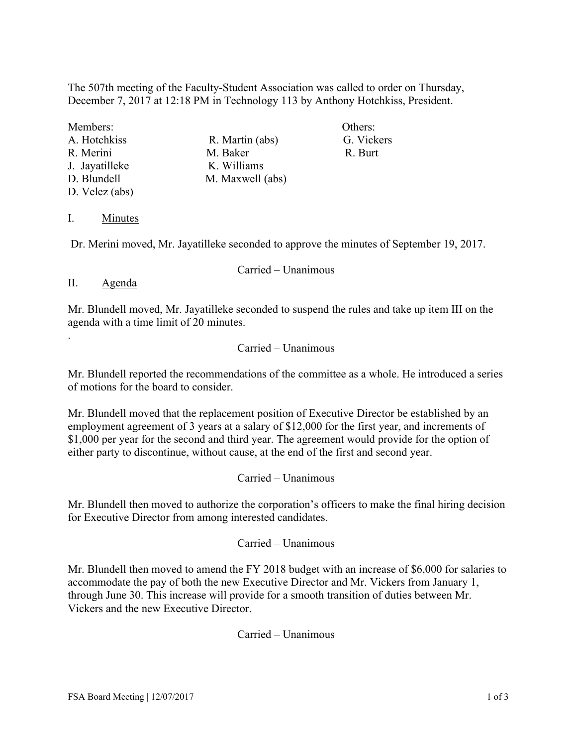The 507th meeting of the Faculty-Student Association was called to order on Thursday, December 7, 2017 at 12:18 PM in Technology 113 by Anthony Hotchkiss, President.

| Members: | | Others: |
|---|---|---|
| A. Hotchkiss | R. Martin (abs) | G. Vickers |
| R. Merini | M. Baker | R. Burt |
| J. Jayatilleke | K. Williams | |
| D. Blundell | M. Maxwell (abs) | |
| D. Velez (abs) | | |

I. Minutes

Dr. Merini moved, Mr. Jayatilleke seconded to approve the minutes of September 19, 2017.

Carried – Unanimous

II. Agenda

Mr. Blundell moved, Mr. Jayatilleke seconded to suspend the rules and take up item III on the agenda with a time limit of 20 minutes.

.

Carried – Unanimous

Mr. Blundell reported the recommendations of the committee as a whole. He introduced a series of motions for the board to consider.

Mr. Blundell moved that the replacement position of Executive Director be established by an employment agreement of 3 years at a salary of $12,000 for the first year, and increments of $1,000 per year for the second and third year. The agreement would provide for the option of either party to discontinue, without cause, at the end of the first and second year.

Carried – Unanimous

Mr. Blundell then moved to authorize the corporation's officers to make the final hiring decision for Executive Director from among interested candidates.

Carried – Unanimous

Mr. Blundell then moved to amend the FY 2018 budget with an increase of $6,000 for salaries to accommodate the pay of both the new Executive Director and Mr. Vickers from January 1, through June 30. This increase will provide for a smooth transition of duties between Mr. Vickers and the new Executive Director.

Carried – Unanimous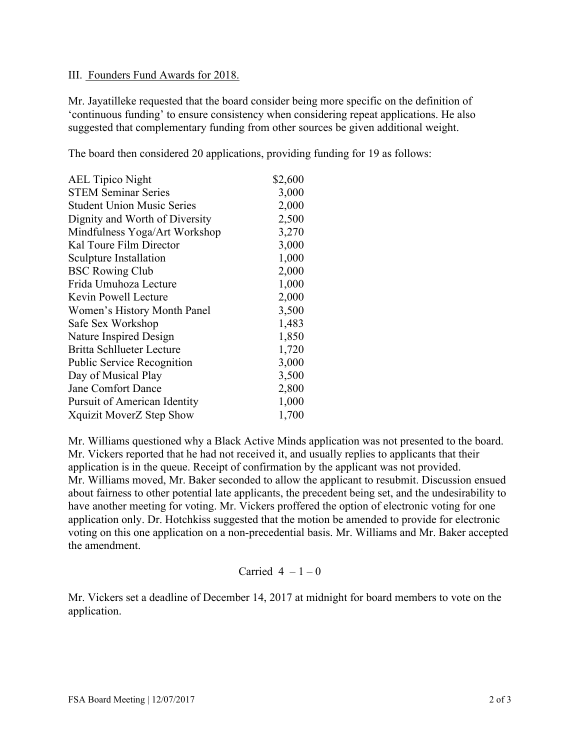## III. Founders Fund Awards for 2018.

Mr. Jayatilleke requested that the board consider being more specific on the definition of 'continuous funding' to ensure consistency when considering repeat applications. He also suggested that complementary funding from other sources be given additional weight.

The board then considered 20 applications, providing funding for 19 as follows:

| | |
|---|---|
| AEL Tipico Night | $2,600 |
| STEM Seminar Series | 3,000 |
| Student Union Music Series | 2,000 |
| Dignity and Worth of Diversity | 2,500 |
| Mindfulness Yoga/Art Workshop | 3,270 |
| Kal Toure Film Director | 3,000 |
| Sculpture Installation | 1,000 |
| BSC Rowing Club | 2,000 |
| Frida Umuhoza Lecture | 1,000 |
| Kevin Powell Lecture | 2,000 |
| Women's History Month Panel | 3,500 |
| Safe Sex Workshop | 1,483 |
| Nature Inspired Design | 1,850 |
| Britta Schllueter Lecture | 1,720 |
| Public Service Recognition | 3,000 |
| Day of Musical Play | 3,500 |
| Jane Comfort Dance | 2,800 |
| Pursuit of American Identity | 1,000 |
| Xquizit MoverZ Step Show | 1,700 |

Mr. Williams questioned why a Black Active Minds application was not presented to the board. Mr. Vickers reported that he had not received it, and usually replies to applicants that their application is in the queue. Receipt of confirmation by the applicant was not provided. Mr. Williams moved, Mr. Baker seconded to allow the applicant to resubmit. Discussion ensued about fairness to other potential late applicants, the precedent being set, and the undesirability to have another meeting for voting. Mr. Vickers proffered the option of electronic voting for one application only. Dr. Hotchkiss suggested that the motion be amended to provide for electronic voting on this one application on a non-precedential basis. Mr. Williams and Mr. Baker accepted the amendment.

Carried 4 – 1 – 0

Mr. Vickers set a deadline of December 14, 2017 at midnight for board members to vote on the application.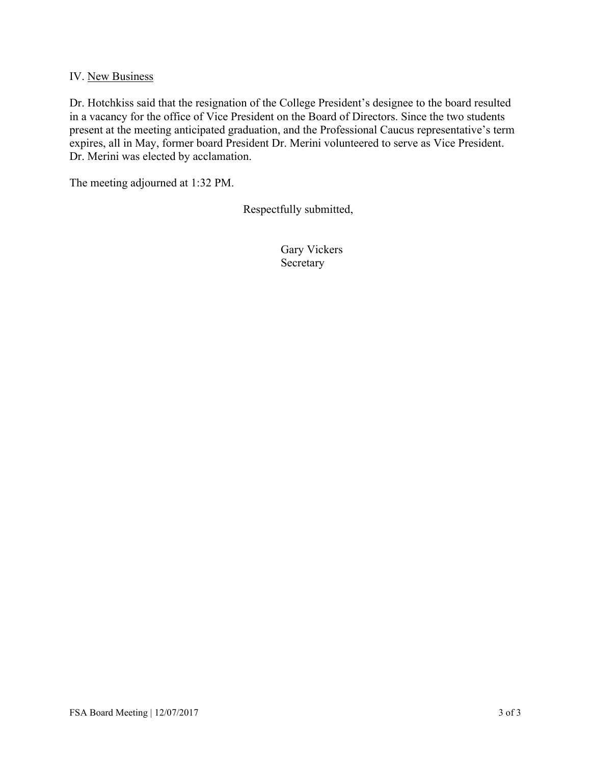IV. <u>New Business</u>

Dr. Hotchkiss said that the resignation of the College President's designee to the board resulted in a vacancy for the office of Vice President on the Board of Directors. Since the two students present at the meeting anticipated graduation, and the Professional Caucus representative's term expires, all in May, former board President Dr. Merini volunteered to serve as Vice President. Dr. Merini was elected by acclamation.

The meeting adjourned at 1:32 PM.

Respectfully submitted,

Gary Vickers
Secretary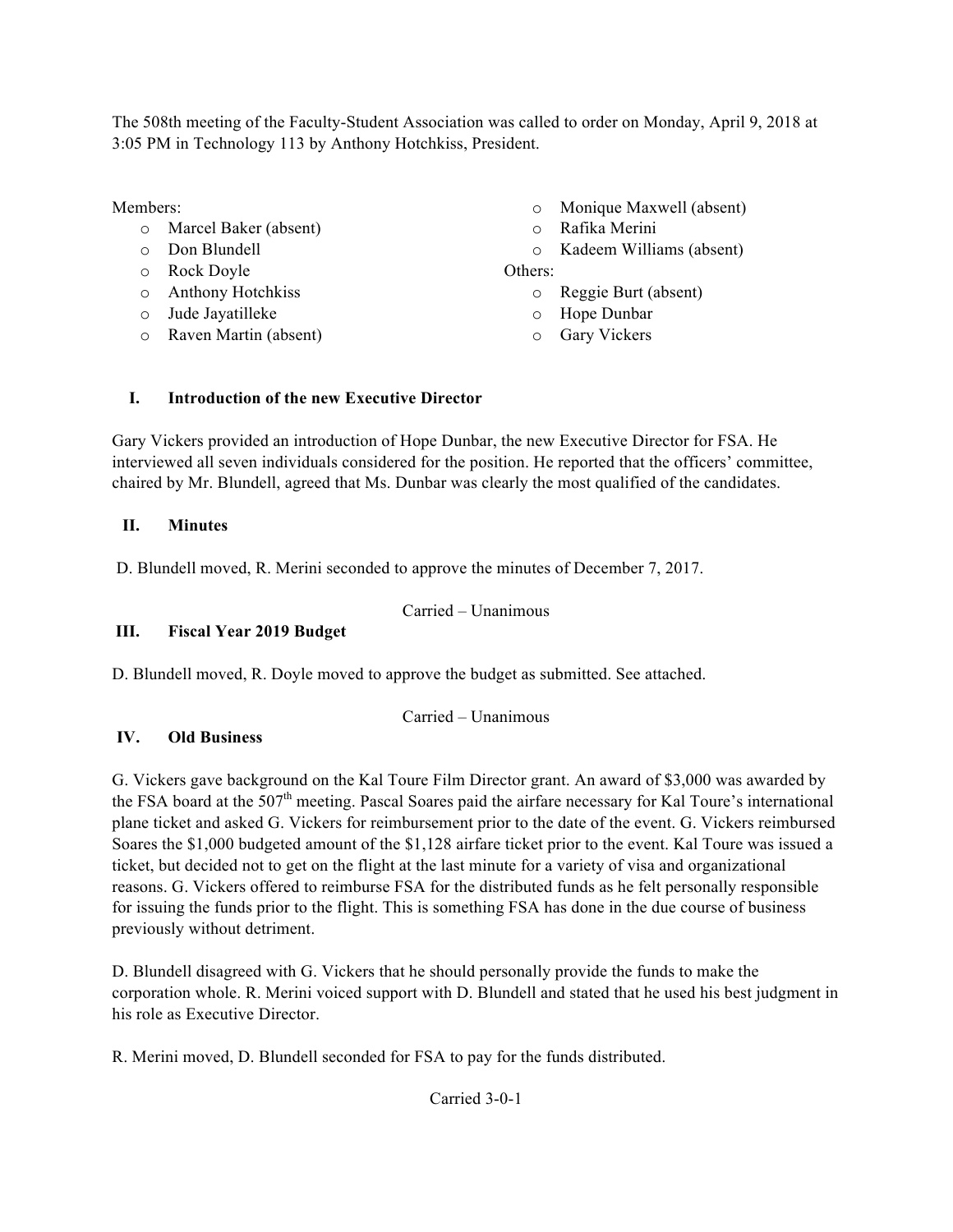The 508th meeting of the Faculty-Student Association was called to order on Monday, April 9, 2018 at 3:05 PM in Technology 113 by Anthony Hotchkiss, President.

Members:

- Marcel Baker (absent)
- Don Blundell
- Rock Doyle
- Anthony Hotchkiss
- Jude Jayatilleke
- Raven Martin (absent)
- Monique Maxwell (absent)
- Rafika Merini
- Kadeem Williams (absent)

Others:

- Reggie Burt (absent)
- Hope Dunbar
- Gary Vickers

## I. Introduction of the new Executive Director

Gary Vickers provided an introduction of Hope Dunbar, the new Executive Director for FSA. He interviewed all seven individuals considered for the position. He reported that the officers' committee, chaired by Mr. Blundell, agreed that Ms. Dunbar was clearly the most qualified of the candidates.

## II. Minutes

D. Blundell moved, R. Merini seconded to approve the minutes of December 7, 2017.

Carried – Unanimous

## III. Fiscal Year 2019 Budget

D. Blundell moved, R. Doyle moved to approve the budget as submitted. See attached.

Carried – Unanimous

## IV. Old Business

G. Vickers gave background on the Kal Toure Film Director grant. An award of $3,000 was awarded by the FSA board at the 507th meeting. Pascal Soares paid the airfare necessary for Kal Toure's international plane ticket and asked G. Vickers for reimbursement prior to the date of the event. G. Vickers reimbursed Soares the $1,000 budgeted amount of the $1,128 airfare ticket prior to the event. Kal Toure was issued a ticket, but decided not to get on the flight at the last minute for a variety of visa and organizational reasons. G. Vickers offered to reimburse FSA for the distributed funds as he felt personally responsible for issuing the funds prior to the flight. This is something FSA has done in the due course of business previously without detriment.

D. Blundell disagreed with G. Vickers that he should personally provide the funds to make the corporation whole. R. Merini voiced support with D. Blundell and stated that he used his best judgment in his role as Executive Director.

R. Merini moved, D. Blundell seconded for FSA to pay for the funds distributed.

Carried 3-0-1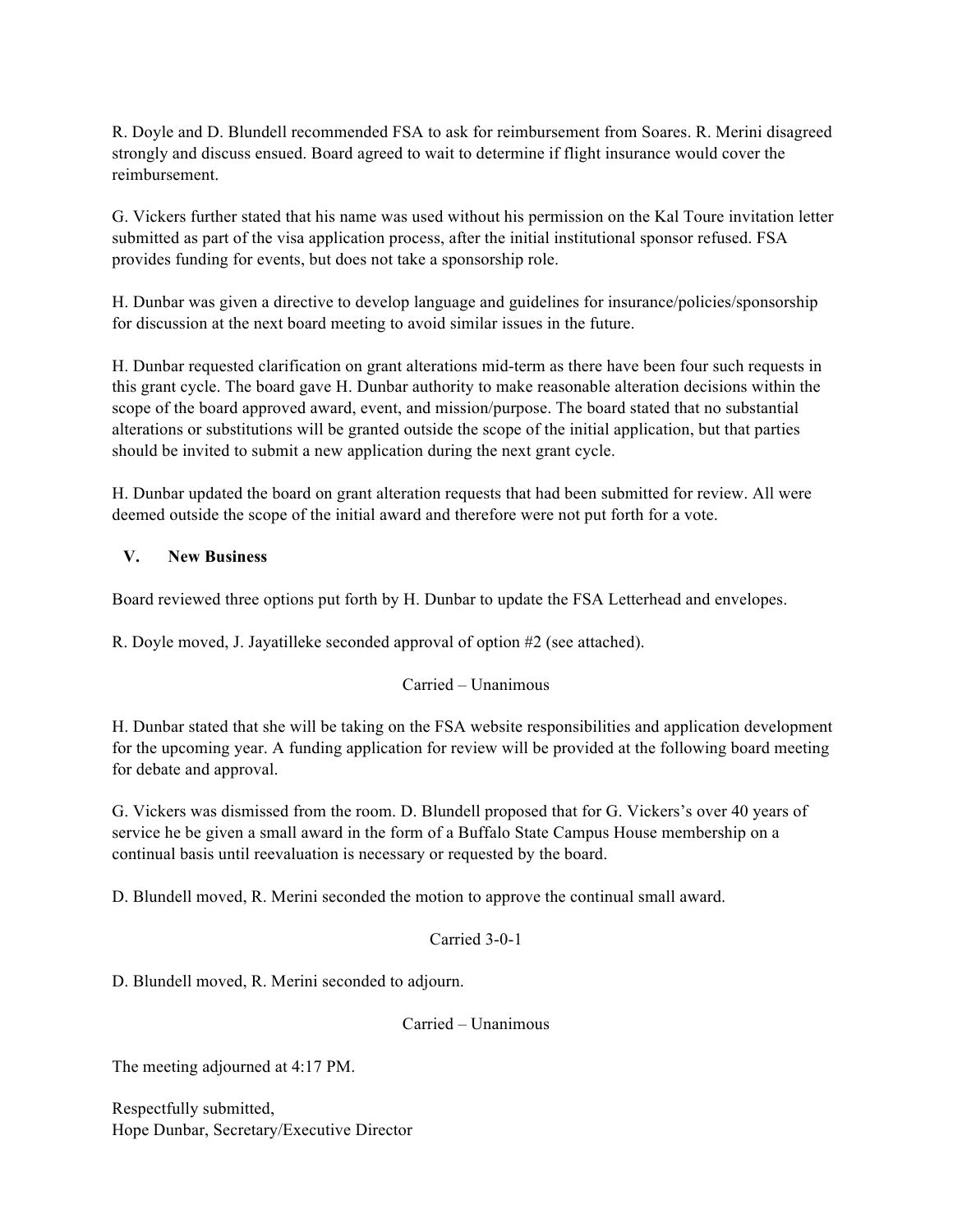R. Doyle and D. Blundell recommended FSA to ask for reimbursement from Soares. R. Merini disagreed strongly and discuss ensued. Board agreed to wait to determine if flight insurance would cover the reimbursement.

G. Vickers further stated that his name was used without his permission on the Kal Toure invitation letter submitted as part of the visa application process, after the initial institutional sponsor refused. FSA provides funding for events, but does not take a sponsorship role.

H. Dunbar was given a directive to develop language and guidelines for insurance/policies/sponsorship for discussion at the next board meeting to avoid similar issues in the future.

H. Dunbar requested clarification on grant alterations mid-term as there have been four such requests in this grant cycle. The board gave H. Dunbar authority to make reasonable alteration decisions within the scope of the board approved award, event, and mission/purpose. The board stated that no substantial alterations or substitutions will be granted outside the scope of the initial application, but that parties should be invited to submit a new application during the next grant cycle.

H. Dunbar updated the board on grant alteration requests that had been submitted for review. All were deemed outside the scope of the initial award and therefore were not put forth for a vote.

## V. New Business

Board reviewed three options put forth by H. Dunbar to update the FSA Letterhead and envelopes.

R. Doyle moved, J. Jayatilleke seconded approval of option #2 (see attached).

Carried – Unanimous

H. Dunbar stated that she will be taking on the FSA website responsibilities and application development for the upcoming year. A funding application for review will be provided at the following board meeting for debate and approval.

G. Vickers was dismissed from the room. D. Blundell proposed that for G. Vickers's over 40 years of service he be given a small award in the form of a Buffalo State Campus House membership on a continual basis until reevaluation is necessary or requested by the board.

D. Blundell moved, R. Merini seconded the motion to approve the continual small award.

Carried 3-0-1

D. Blundell moved, R. Merini seconded to adjourn.

Carried – Unanimous

The meeting adjourned at 4:17 PM.

Respectfully submitted,
Hope Dunbar, Secretary/Executive Director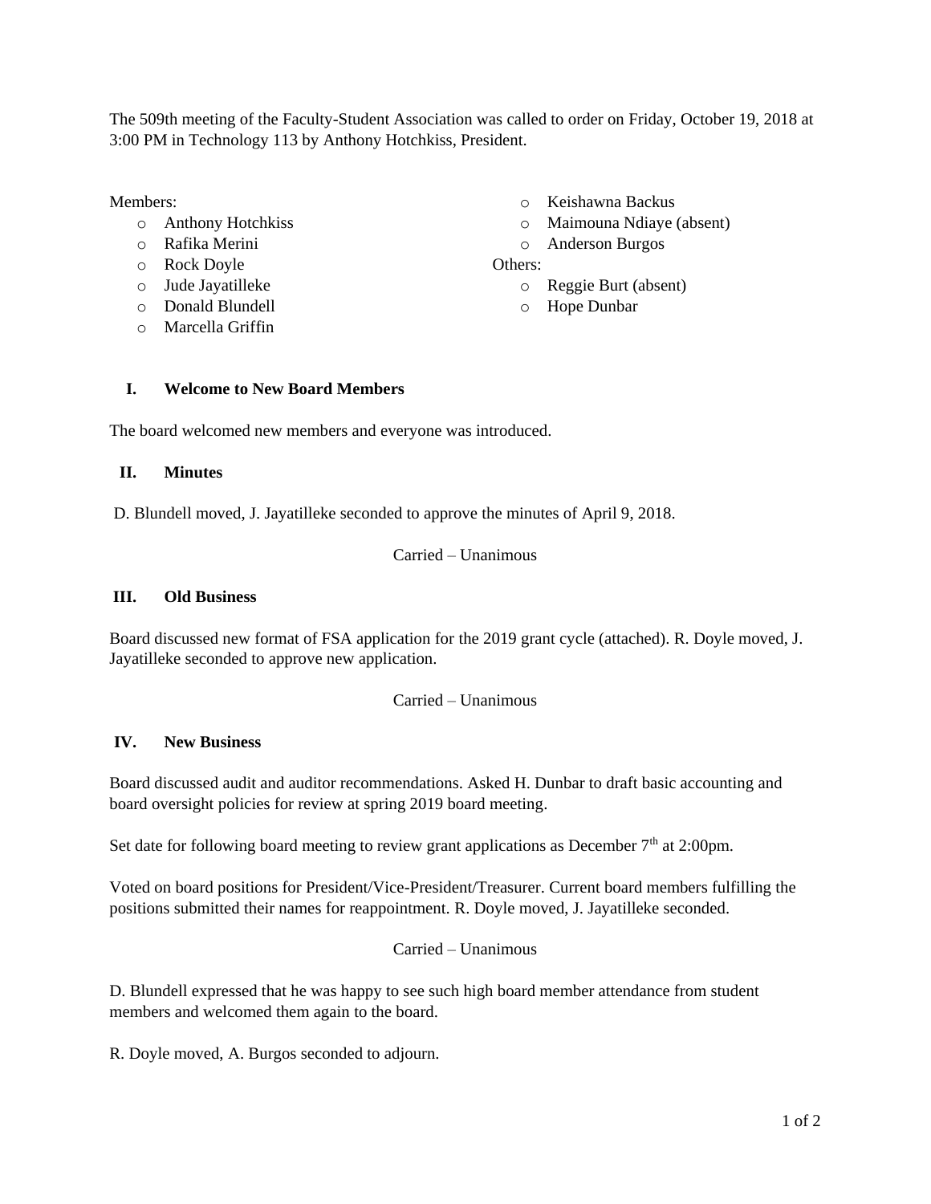The 509th meeting of the Faculty-Student Association was called to order on Friday, October 19, 2018 at 3:00 PM in Technology 113 by Anthony Hotchkiss, President.

Members:

- Anthony Hotchkiss
- Rafika Merini
- Rock Doyle
- Jude Jayatilleke
- Donald Blundell
- Marcella Griffin
- Keishawna Backus
- Maimouna Ndiaye (absent)
- Anderson Burgos

Others:

- Reggie Burt (absent)
- Hope Dunbar

## I. Welcome to New Board Members

The board welcomed new members and everyone was introduced.

## II. Minutes

D. Blundell moved, J. Jayatilleke seconded to approve the minutes of April 9, 2018.

Carried – Unanimous

## III. Old Business

Board discussed new format of FSA application for the 2019 grant cycle (attached). R. Doyle moved, J. Jayatilleke seconded to approve new application.

Carried – Unanimous

## IV. New Business

Board discussed audit and auditor recommendations. Asked H. Dunbar to draft basic accounting and board oversight policies for review at spring 2019 board meeting.

Set date for following board meeting to review grant applications as December 7th at 2:00pm.

Voted on board positions for President/Vice-President/Treasurer. Current board members fulfilling the positions submitted their names for reappointment. R. Doyle moved, J. Jayatilleke seconded.

Carried – Unanimous

D. Blundell expressed that he was happy to see such high board member attendance from student members and welcomed them again to the board.

R. Doyle moved, A. Burgos seconded to adjourn.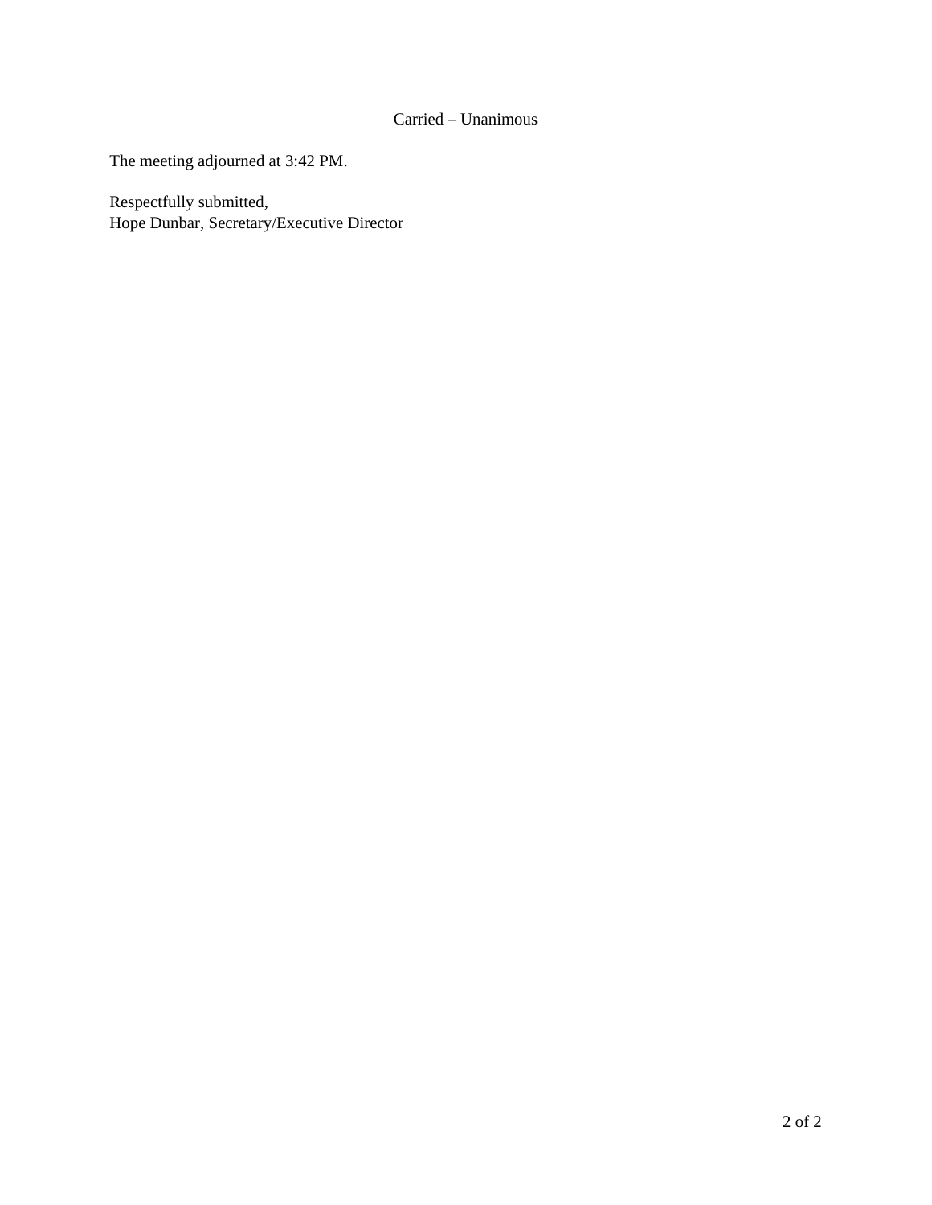Carried – Unanimous

The meeting adjourned at 3:42 PM.

Respectfully submitted,
Hope Dunbar, Secretary/Executive Director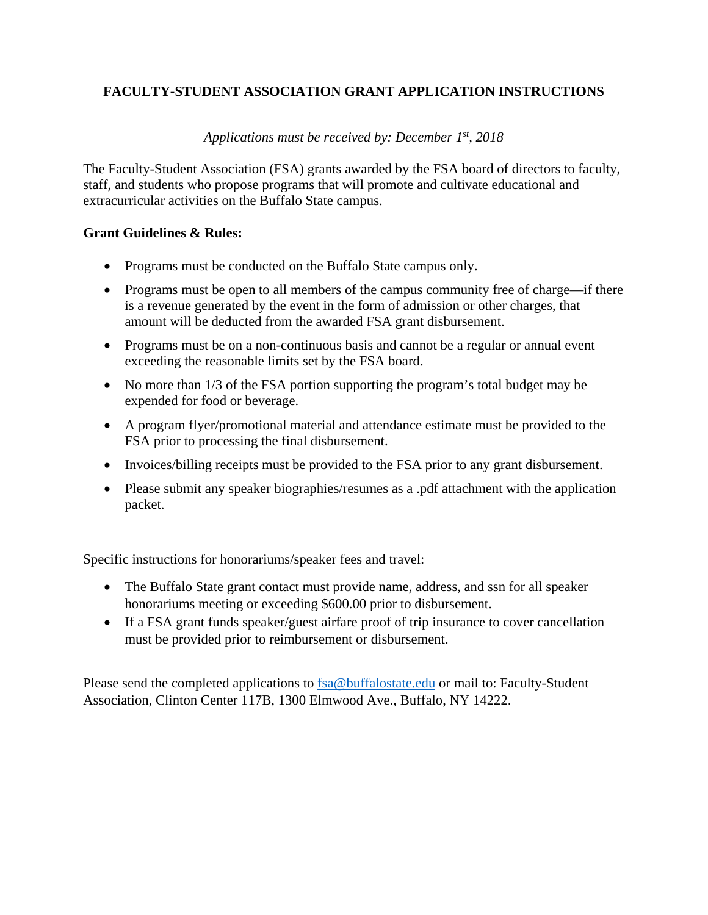# FACULTY-STUDENT ASSOCIATION GRANT APPLICATION INSTRUCTIONS

*Applications must be received by: December 1st, 2018*

The Faculty-Student Association (FSA) grants awarded by the FSA board of directors to faculty, staff, and students who propose programs that will promote and cultivate educational and extracurricular activities on the Buffalo State campus.

**Grant Guidelines & Rules:**

- Programs must be conducted on the Buffalo State campus only.
- Programs must be open to all members of the campus community free of charge—if there is a revenue generated by the event in the form of admission or other charges, that amount will be deducted from the awarded FSA grant disbursement.
- Programs must be on a non-continuous basis and cannot be a regular or annual event exceeding the reasonable limits set by the FSA board.
- No more than 1/3 of the FSA portion supporting the program's total budget may be expended for food or beverage.
- A program flyer/promotional material and attendance estimate must be provided to the FSA prior to processing the final disbursement.
- Invoices/billing receipts must be provided to the FSA prior to any grant disbursement.
- Please submit any speaker biographies/resumes as a .pdf attachment with the application packet.

Specific instructions for honorariums/speaker fees and travel:

- The Buffalo State grant contact must provide name, address, and ssn for all speaker honorariums meeting or exceeding $600.00 prior to disbursement.
- If a FSA grant funds speaker/guest airfare proof of trip insurance to cover cancellation must be provided prior to reimbursement or disbursement.

Please send the completed applications to fsa@buffalostate.edu or mail to: Faculty-Student Association, Clinton Center 117B, 1300 Elmwood Ave., Buffalo, NY 14222.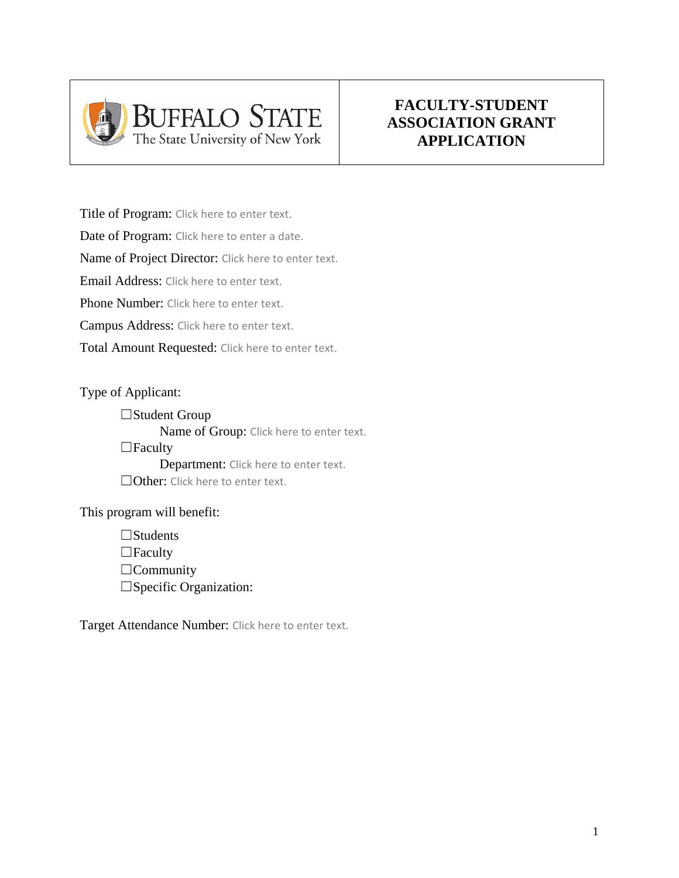| BUFFALO STATE The State University of New York | **FACULTY-STUDENT ASSOCIATION GRANT APPLICATION** |
|---|---|

Title of Program: Click here to enter text.

Date of Program: Click here to enter a date.

Name of Project Director: Click here to enter text.

Email Address: Click here to enter text.

Phone Number: Click here to enter text.

Campus Address: Click here to enter text.

Total Amount Requested: Click here to enter text.

Type of Applicant:

- ☐Student Group
  - Name of Group: Click here to enter text.
- ☐Faculty
  - Department: Click here to enter text.
- ☐Other: Click here to enter text.

This program will benefit:

- ☐Students
- ☐Faculty
- ☐Community
- ☐Specific Organization:

Target Attendance Number: Click here to enter text.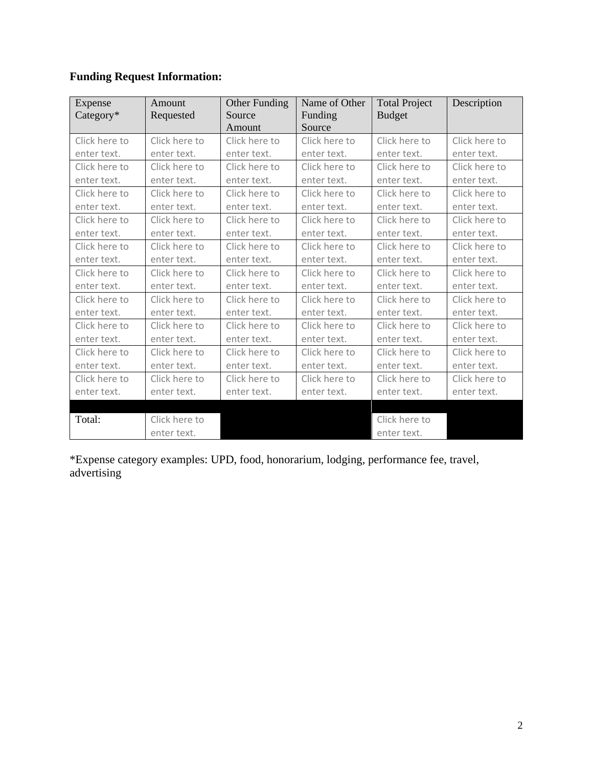**Funding Request Information:**

| Expense Category* | Amount Requested | Other Funding Source Amount | Name of Other Funding Source | Total Project Budget | Description |
|---|---|---|---|---|---|
| Click here to enter text. | Click here to enter text. | Click here to enter text. | Click here to enter text. | Click here to enter text. | Click here to enter text. |
| Click here to enter text. | Click here to enter text. | Click here to enter text. | Click here to enter text. | Click here to enter text. | Click here to enter text. |
| Click here to enter text. | Click here to enter text. | Click here to enter text. | Click here to enter text. | Click here to enter text. | Click here to enter text. |
| Click here to enter text. | Click here to enter text. | Click here to enter text. | Click here to enter text. | Click here to enter text. | Click here to enter text. |
| Click here to enter text. | Click here to enter text. | Click here to enter text. | Click here to enter text. | Click here to enter text. | Click here to enter text. |
| Click here to enter text. | Click here to enter text. | Click here to enter text. | Click here to enter text. | Click here to enter text. | Click here to enter text. |
| Click here to enter text. | Click here to enter text. | Click here to enter text. | Click here to enter text. | Click here to enter text. | Click here to enter text. |
| Click here to enter text. | Click here to enter text. | Click here to enter text. | Click here to enter text. | Click here to enter text. | Click here to enter text. |
| Click here to enter text. | Click here to enter text. | Click here to enter text. | Click here to enter text. | Click here to enter text. | Click here to enter text. |
| Click here to enter text. | Click here to enter text. | Click here to enter text. | Click here to enter text. | Click here to enter text. | Click here to enter text. |
| | | | | | |
| Total: | Click here to enter text. | | | Click here to enter text. | |

*Expense category examples: UPD, food, honorarium, lodging, performance fee, travel, advertising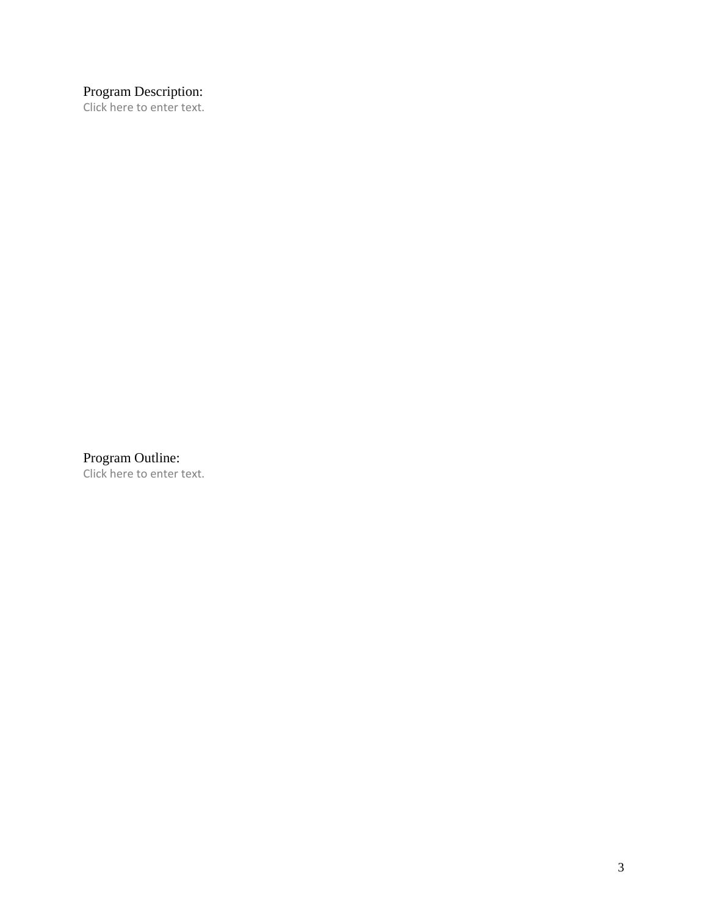Program Description:

Click here to enter text.

Program Outline:

Click here to enter text.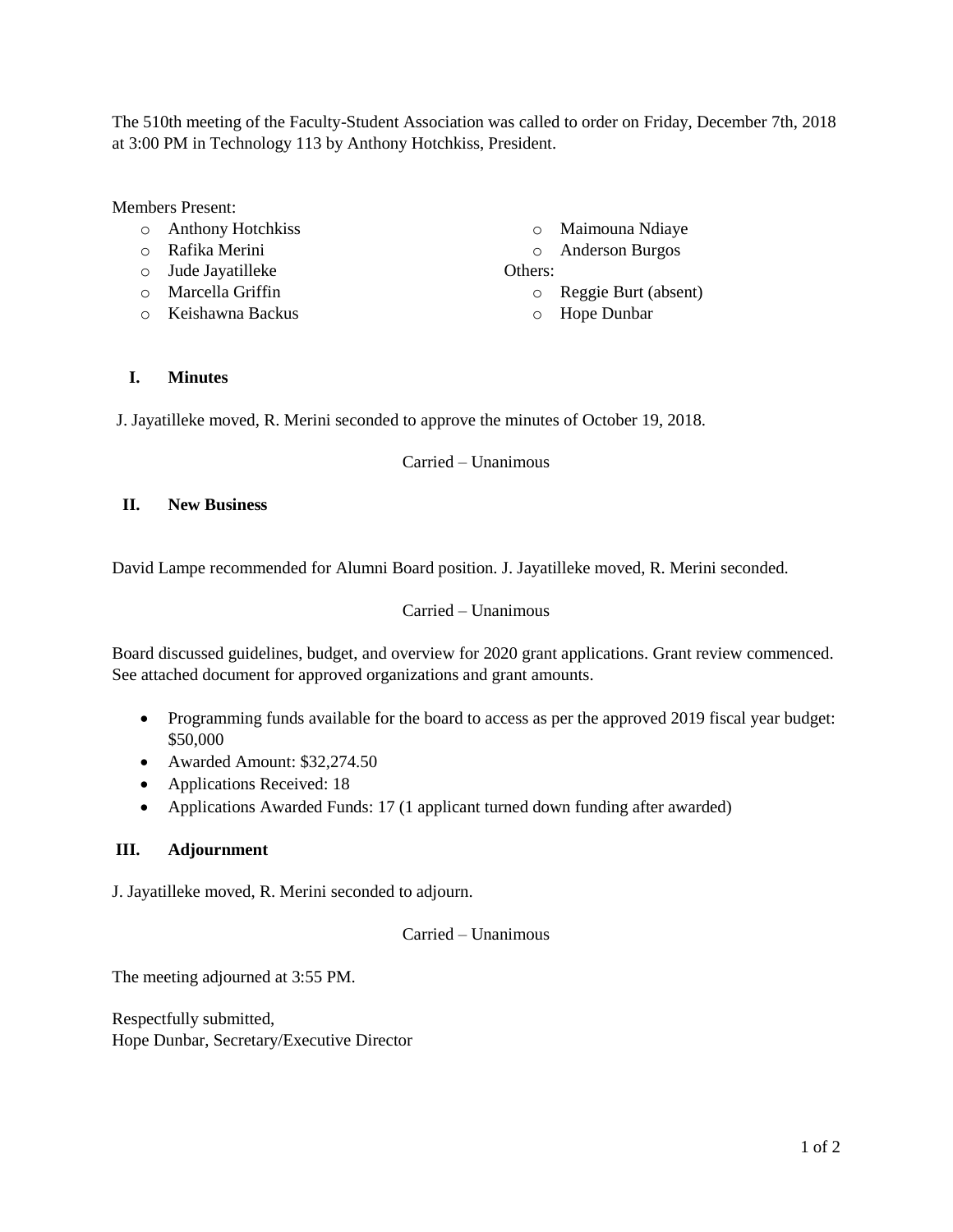The 510th meeting of the Faculty-Student Association was called to order on Friday, December 7th, 2018 at 3:00 PM in Technology 113 by Anthony Hotchkiss, President.

Members Present:

- Anthony Hotchkiss
- Rafika Merini
- Jude Jayatilleke
- Marcella Griffin
- Keishawna Backus
- Maimouna Ndiaye
- Anderson Burgos

Others:

- Reggie Burt (absent)
- Hope Dunbar

## I. Minutes

J. Jayatilleke moved, R. Merini seconded to approve the minutes of October 19, 2018.

Carried – Unanimous

## II. New Business

David Lampe recommended for Alumni Board position. J. Jayatilleke moved, R. Merini seconded.

Carried – Unanimous

Board discussed guidelines, budget, and overview for 2020 grant applications. Grant review commenced. See attached document for approved organizations and grant amounts.

- Programming funds available for the board to access as per the approved 2019 fiscal year budget: $50,000
- Awarded Amount: $32,274.50
- Applications Received: 18
- Applications Awarded Funds: 17 (1 applicant turned down funding after awarded)

## III. Adjournment

J. Jayatilleke moved, R. Merini seconded to adjourn.

Carried – Unanimous

The meeting adjourned at 3:55 PM.

Respectfully submitted,
Hope Dunbar, Secretary/Executive Director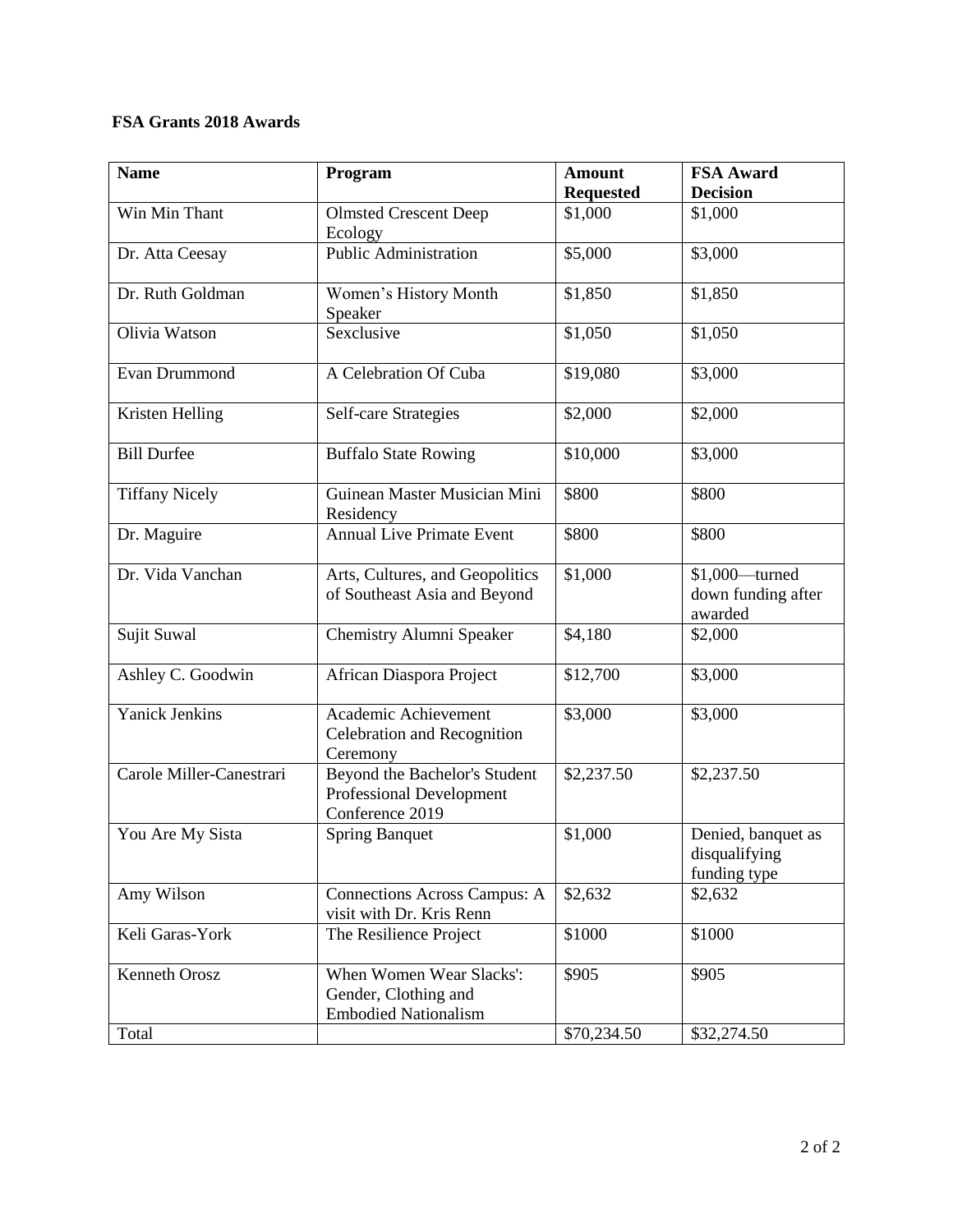**FSA Grants 2018 Awards**

| Name | Program | Amount Requested | FSA Award Decision |
|---|---|---|---|
| Win Min Thant | Olmsted Crescent Deep Ecology | $1,000 | $1,000 |
| Dr. Atta Ceesay | Public Administration | $5,000 | $3,000 |
| Dr. Ruth Goldman | Women's History Month Speaker | $1,850 | $1,850 |
| Olivia Watson | Sexclusive | $1,050 | $1,050 |
| Evan Drummond | A Celebration Of Cuba | $19,080 | $3,000 |
| Kristen Helling | Self-care Strategies | $2,000 | $2,000 |
| Bill Durfee | Buffalo State Rowing | $10,000 | $3,000 |
| Tiffany Nicely | Guinean Master Musician Mini Residency | $800 | $800 |
| Dr. Maguire | Annual Live Primate Event | $800 | $800 |
| Dr. Vida Vanchan | Arts, Cultures, and Geopolitics of Southeast Asia and Beyond | $1,000 | $1,000—turned down funding after awarded |
| Sujit Suwal | Chemistry Alumni Speaker | $4,180 | $2,000 |
| Ashley C. Goodwin | African Diaspora Project | $12,700 | $3,000 |
| Yanick Jenkins | Academic Achievement Celebration and Recognition Ceremony | $3,000 | $3,000 |
| Carole Miller-Canestrari | Beyond the Bachelor's Student Professional Development Conference 2019 | $2,237.50 | $2,237.50 |
| You Are My Sista | Spring Banquet | $1,000 | Denied, banquet as disqualifying funding type |
| Amy Wilson | Connections Across Campus: A visit with Dr. Kris Renn | $2,632 | $2,632 |
| Keli Garas-York | The Resilience Project | $1000 | $1000 |
| Kenneth Orosz | When Women Wear Slacks': Gender, Clothing and Embodied Nationalism | $905 | $905 |
| Total | | $70,234.50 | $32,274.50 |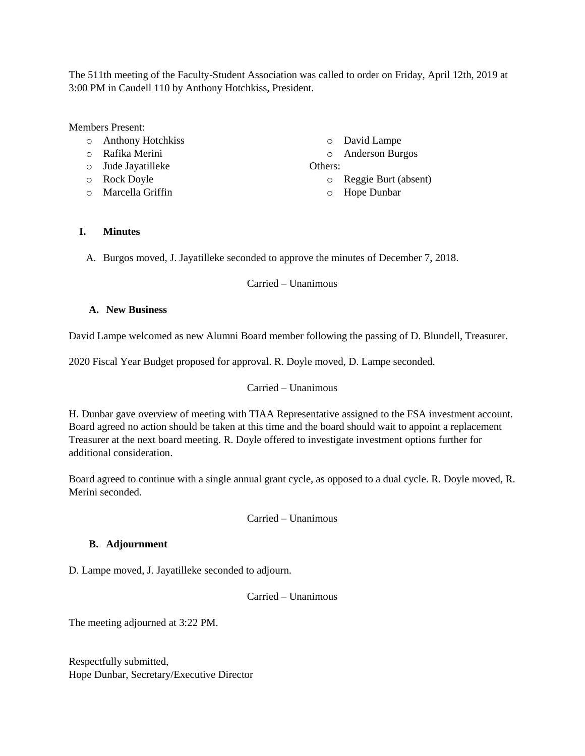The 511th meeting of the Faculty-Student Association was called to order on Friday, April 12th, 2019 at 3:00 PM in Caudell 110 by Anthony Hotchkiss, President.

Members Present:

- Anthony Hotchkiss
- Rafika Merini
- Jude Jayatilleke
- Rock Doyle
- Marcella Griffin
- David Lampe
- Anderson Burgos

Others:

- Reggie Burt (absent)
- Hope Dunbar

## I. Minutes

A. Burgos moved, J. Jayatilleke seconded to approve the minutes of December 7, 2018.

Carried – Unanimous

### A. New Business

David Lampe welcomed as new Alumni Board member following the passing of D. Blundell, Treasurer.

2020 Fiscal Year Budget proposed for approval. R. Doyle moved, D. Lampe seconded.

Carried – Unanimous

H. Dunbar gave overview of meeting with TIAA Representative assigned to the FSA investment account. Board agreed no action should be taken at this time and the board should wait to appoint a replacement Treasurer at the next board meeting. R. Doyle offered to investigate investment options further for additional consideration.

Board agreed to continue with a single annual grant cycle, as opposed to a dual cycle. R. Doyle moved, R. Merini seconded.

Carried – Unanimous

### B. Adjournment

D. Lampe moved, J. Jayatilleke seconded to adjourn.

Carried – Unanimous

The meeting adjourned at 3:22 PM.

Respectfully submitted,
Hope Dunbar, Secretary/Executive Director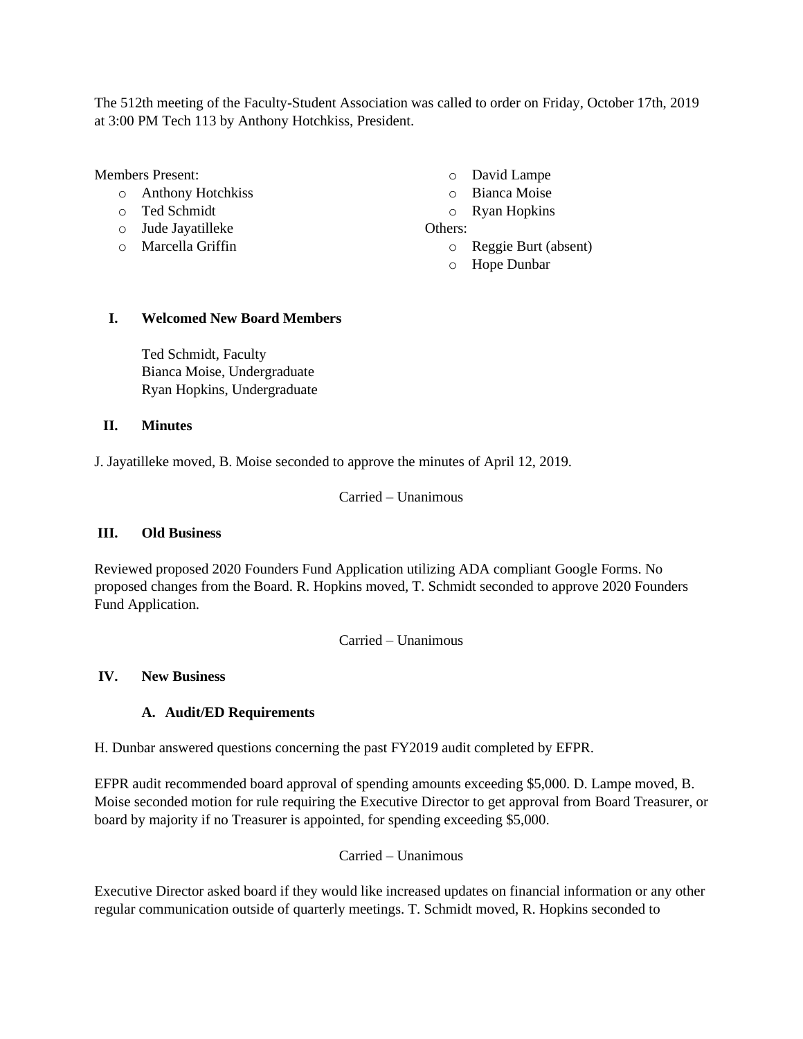The 512th meeting of the Faculty-Student Association was called to order on Friday, October 17th, 2019 at 3:00 PM Tech 113 by Anthony Hotchkiss, President.

Members Present:

- Anthony Hotchkiss
- Ted Schmidt
- Jude Jayatilleke
- Marcella Griffin
- David Lampe
- Bianca Moise
- Ryan Hopkins

Others:

- Reggie Burt (absent)
- Hope Dunbar

## I. Welcomed New Board Members

Ted Schmidt, Faculty
Bianca Moise, Undergraduate
Ryan Hopkins, Undergraduate

## II. Minutes

J. Jayatilleke moved, B. Moise seconded to approve the minutes of April 12, 2019.

Carried – Unanimous

## III. Old Business

Reviewed proposed 2020 Founders Fund Application utilizing ADA compliant Google Forms. No proposed changes from the Board. R. Hopkins moved, T. Schmidt seconded to approve 2020 Founders Fund Application.

Carried – Unanimous

## IV. New Business

### A. Audit/ED Requirements

H. Dunbar answered questions concerning the past FY2019 audit completed by EFPR.

EFPR audit recommended board approval of spending amounts exceeding $5,000. D. Lampe moved, B. Moise seconded motion for rule requiring the Executive Director to get approval from Board Treasurer, or board by majority if no Treasurer is appointed, for spending exceeding $5,000.

Carried – Unanimous

Executive Director asked board if they would like increased updates on financial information or any other regular communication outside of quarterly meetings. T. Schmidt moved, R. Hopkins seconded to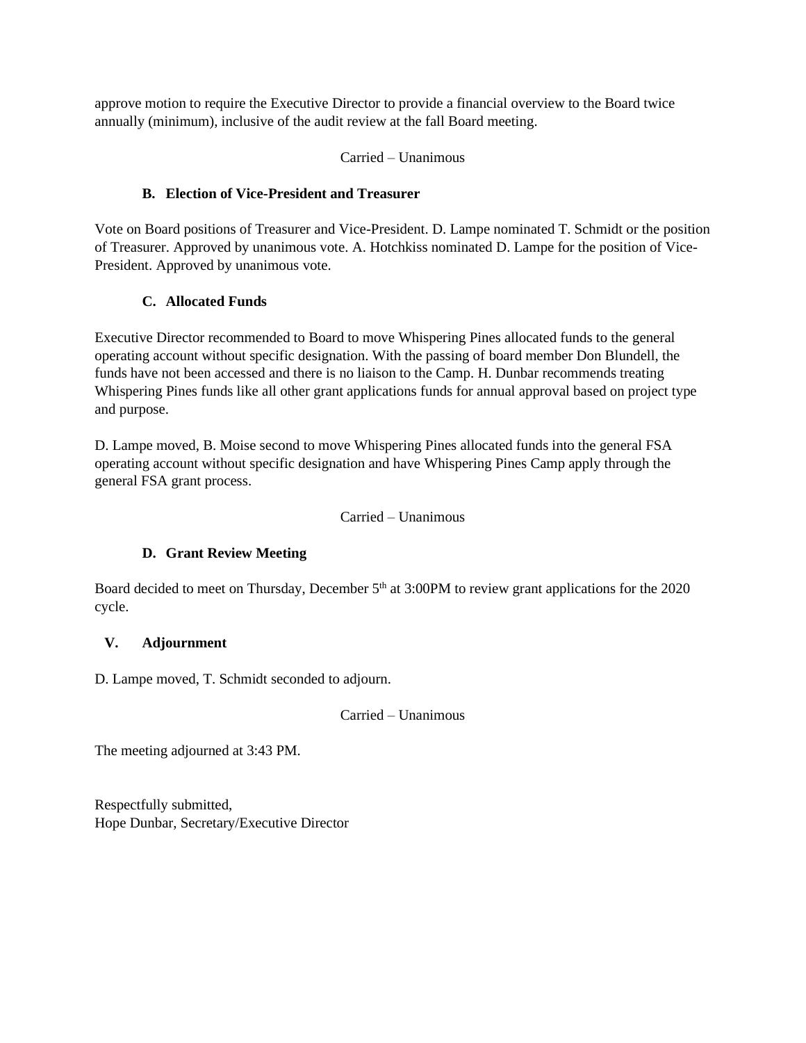approve motion to require the Executive Director to provide a financial overview to the Board twice annually (minimum), inclusive of the audit review at the fall Board meeting.

Carried – Unanimous

### B. Election of Vice-President and Treasurer

Vote on Board positions of Treasurer and Vice-President. D. Lampe nominated T. Schmidt or the position of Treasurer. Approved by unanimous vote. A. Hotchkiss nominated D. Lampe for the position of Vice-President. Approved by unanimous vote.

### C. Allocated Funds

Executive Director recommended to Board to move Whispering Pines allocated funds to the general operating account without specific designation. With the passing of board member Don Blundell, the funds have not been accessed and there is no liaison to the Camp. H. Dunbar recommends treating Whispering Pines funds like all other grant applications funds for annual approval based on project type and purpose.

D. Lampe moved, B. Moise second to move Whispering Pines allocated funds into the general FSA operating account without specific designation and have Whispering Pines Camp apply through the general FSA grant process.

Carried – Unanimous

### D. Grant Review Meeting

Board decided to meet on Thursday, December 5th at 3:00PM to review grant applications for the 2020 cycle.

## V. Adjournment

D. Lampe moved, T. Schmidt seconded to adjourn.

Carried – Unanimous

The meeting adjourned at 3:43 PM.

Respectfully submitted,
Hope Dunbar, Secretary/Executive Director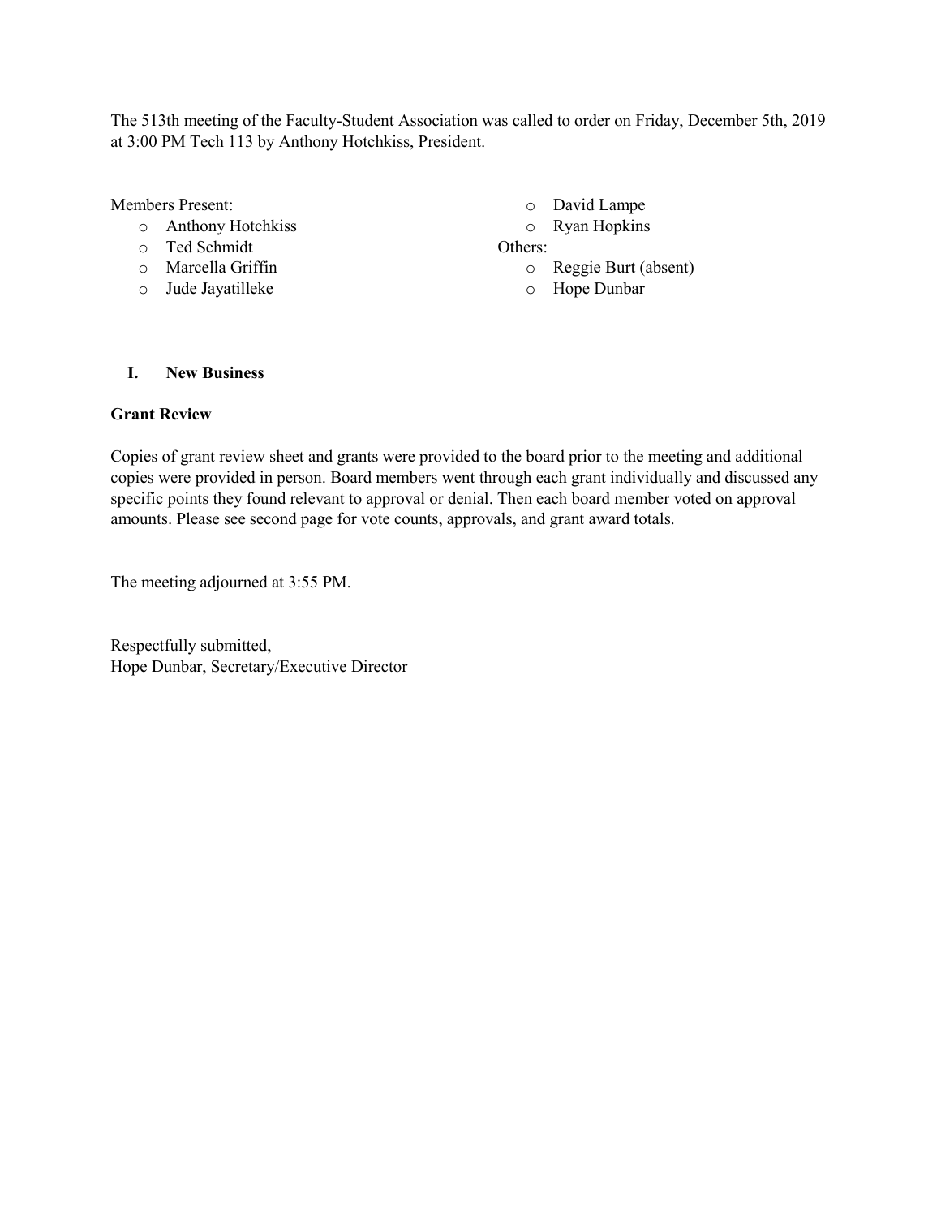The 513th meeting of the Faculty-Student Association was called to order on Friday, December 5th, 2019 at 3:00 PM Tech 113 by Anthony Hotchkiss, President.

Members Present:

- Anthony Hotchkiss
- Ted Schmidt
- Marcella Griffin
- Jude Jayatilleke
- David Lampe
- Ryan Hopkins

Others:

- Reggie Burt (absent)
- Hope Dunbar

## I. New Business

### Grant Review

Copies of grant review sheet and grants were provided to the board prior to the meeting and additional copies were provided in person. Board members went through each grant individually and discussed any specific points they found relevant to approval or denial. Then each board member voted on approval amounts. Please see second page for vote counts, approvals, and grant award totals.

The meeting adjourned at 3:55 PM.

Respectfully submitted,
Hope Dunbar, Secretary/Executive Director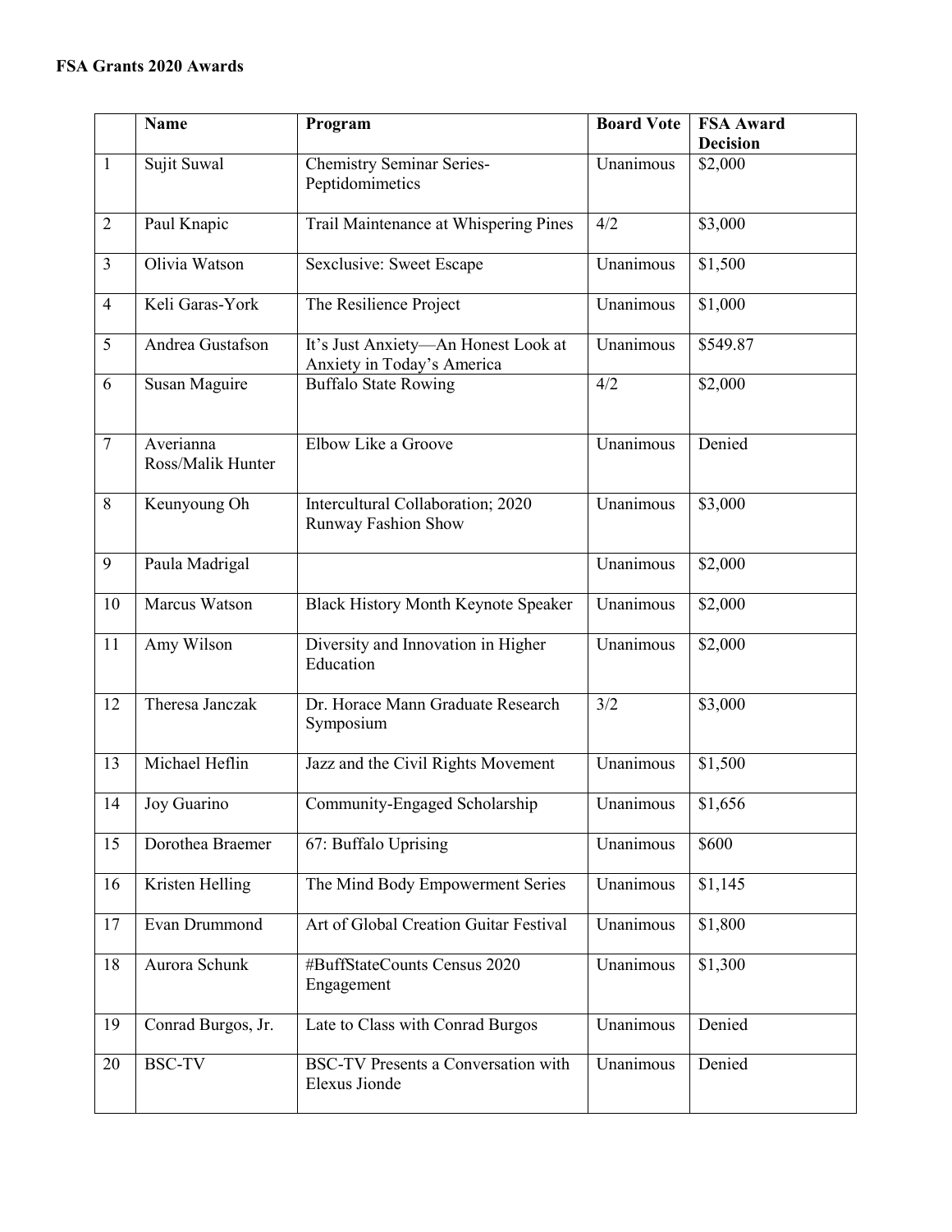**FSA Grants 2020 Awards**

| | Name | Program | Board Vote | FSA Award Decision |
|---|---|---|---|---|
| 1 | Sujit Suwal | Chemistry Seminar Series-Peptidomimetics | Unanimous | $2,000 |
| 2 | Paul Knapic | Trail Maintenance at Whispering Pines | 4/2 | $3,000 |
| 3 | Olivia Watson | Sexclusive: Sweet Escape | Unanimous | $1,500 |
| 4 | Keli Garas-York | The Resilience Project | Unanimous | $1,000 |
| 5 | Andrea Gustafson | It's Just Anxiety—An Honest Look at Anxiety in Today's America | Unanimous | $549.87 |
| 6 | Susan Maguire | Buffalo State Rowing | 4/2 | $2,000 |
| 7 | Averianna Ross/Malik Hunter | Elbow Like a Groove | Unanimous | Denied |
| 8 | Keunyoung Oh | Intercultural Collaboration; 2020 Runway Fashion Show | Unanimous | $3,000 |
| 9 | Paula Madrigal | | Unanimous | $2,000 |
| 10 | Marcus Watson | Black History Month Keynote Speaker | Unanimous | $2,000 |
| 11 | Amy Wilson | Diversity and Innovation in Higher Education | Unanimous | $2,000 |
| 12 | Theresa Janczak | Dr. Horace Mann Graduate Research Symposium | 3/2 | $3,000 |
| 13 | Michael Heflin | Jazz and the Civil Rights Movement | Unanimous | $1,500 |
| 14 | Joy Guarino | Community-Engaged Scholarship | Unanimous | $1,656 |
| 15 | Dorothea Braemer | 67: Buffalo Uprising | Unanimous | $600 |
| 16 | Kristen Helling | The Mind Body Empowerment Series | Unanimous | $1,145 |
| 17 | Evan Drummond | Art of Global Creation Guitar Festival | Unanimous | $1,800 |
| 18 | Aurora Schunk | #BuffStateCounts Census 2020 Engagement | Unanimous | $1,300 |
| 19 | Conrad Burgos, Jr. | Late to Class with Conrad Burgos | Unanimous | Denied |
| 20 | BSC-TV | BSC-TV Presents a Conversation with Elexus Jionde | Unanimous | Denied |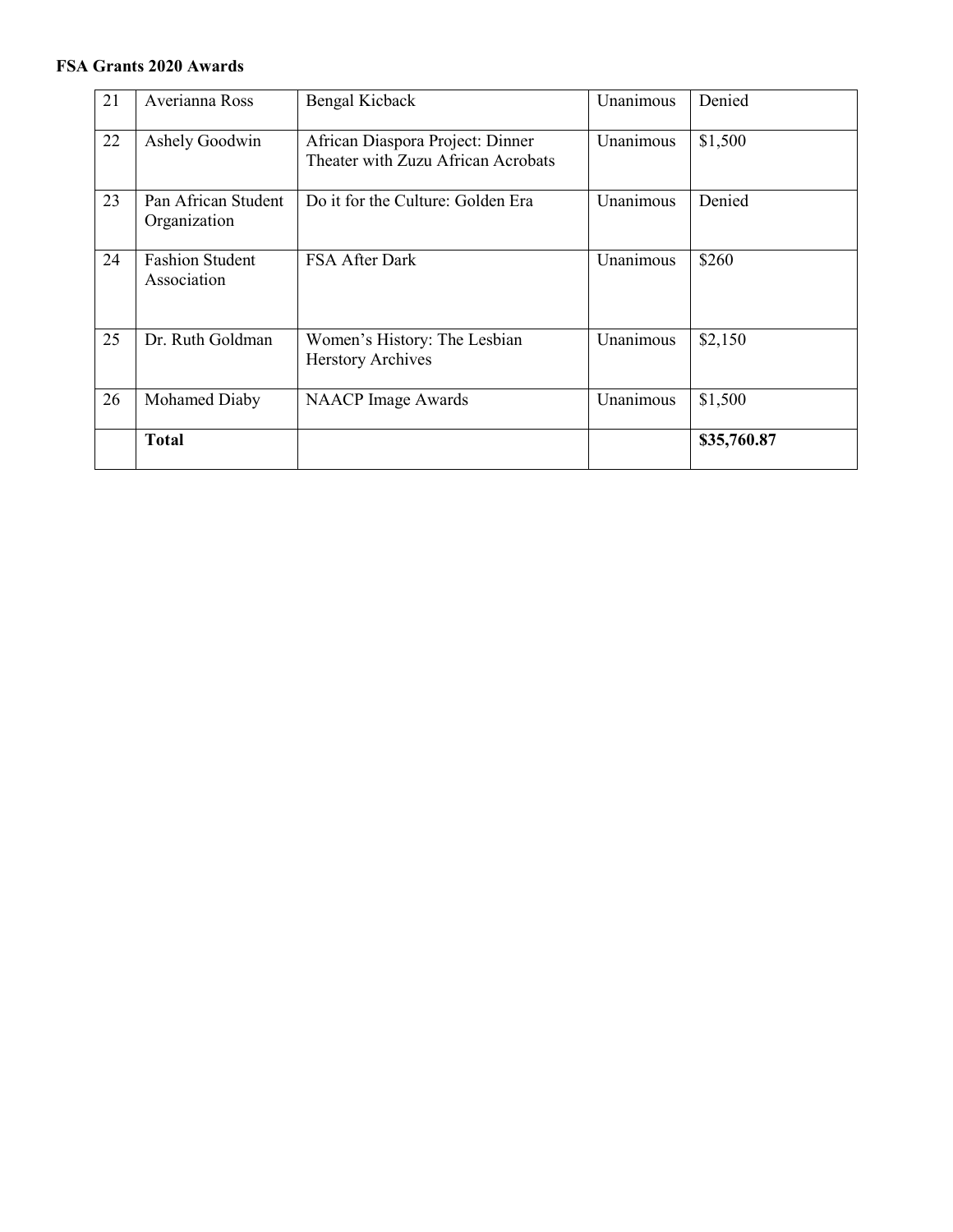**FSA Grants 2020 Awards**

| | | | | |
|---|---|---|---|---|
| 21 | Averianna Ross | Bengal Kicback | Unanimous | Denied |
| 22 | Ashely Goodwin | African Diaspora Project: Dinner Theater with Zuzu African Acrobats | Unanimous | $1,500 |
| 23 | Pan African Student Organization | Do it for the Culture: Golden Era | Unanimous | Denied |
| 24 | Fashion Student Association | FSA After Dark | Unanimous | $260 |
| 25 | Dr. Ruth Goldman | Women's History: The Lesbian Herstory Archives | Unanimous | $2,150 |
| 26 | Mohamed Diaby | NAACP Image Awards | Unanimous | $1,500 |
| | **Total** | | | **$35,760.87** |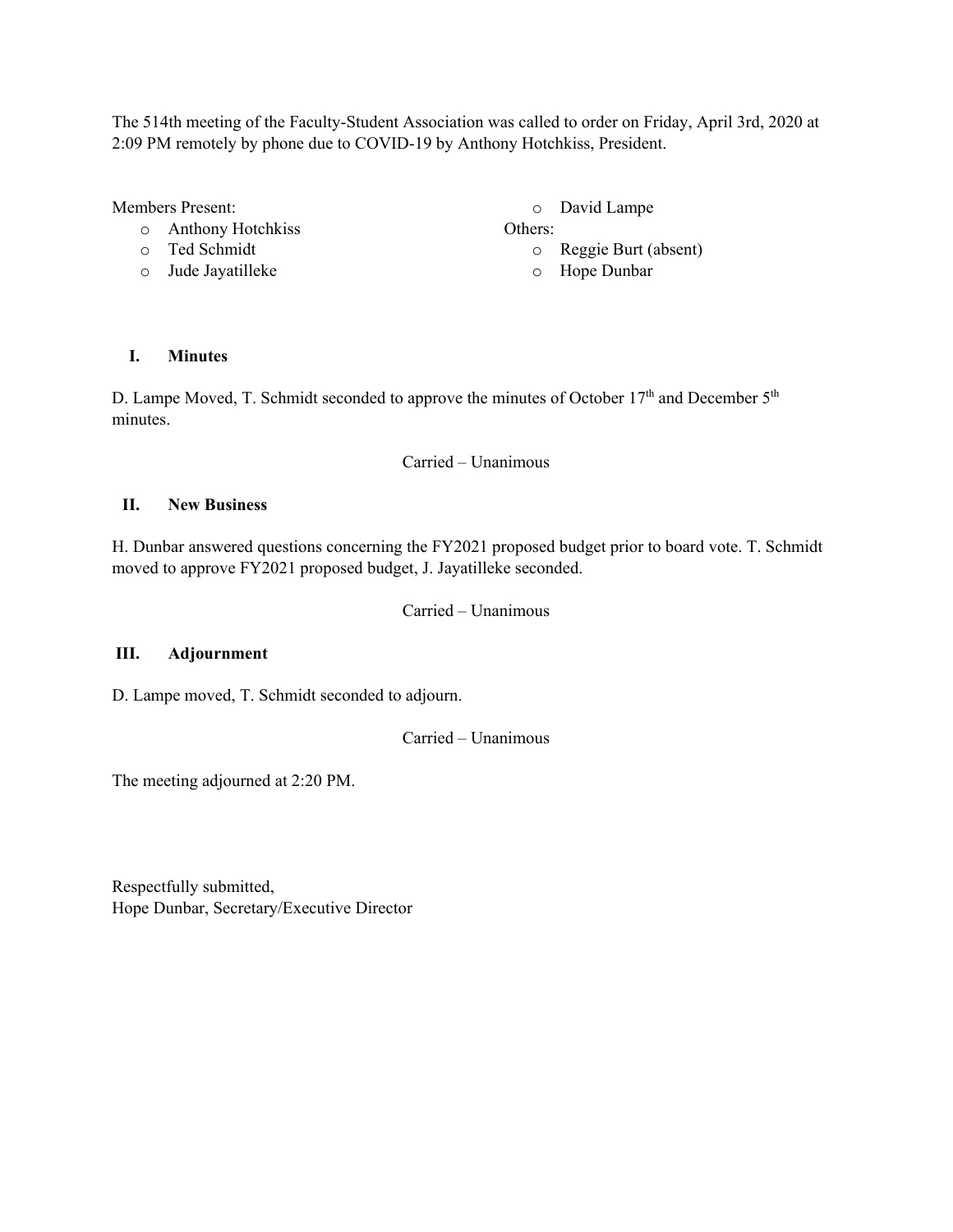The 514th meeting of the Faculty-Student Association was called to order on Friday, April 3rd, 2020 at 2:09 PM remotely by phone due to COVID-19 by Anthony Hotchkiss, President.

Members Present:

- Anthony Hotchkiss
- Ted Schmidt
- Jude Jayatilleke
- David Lampe

Others:

- Reggie Burt (absent)
- Hope Dunbar

## I. Minutes

D. Lampe Moved, T. Schmidt seconded to approve the minutes of October 17th and December 5th minutes.

Carried – Unanimous

## II. New Business

H. Dunbar answered questions concerning the FY2021 proposed budget prior to board vote. T. Schmidt moved to approve FY2021 proposed budget, J. Jayatilleke seconded.

Carried – Unanimous

## III. Adjournment

D. Lampe moved, T. Schmidt seconded to adjourn.

Carried – Unanimous

The meeting adjourned at 2:20 PM.

Respectfully submitted,
Hope Dunbar, Secretary/Executive Director